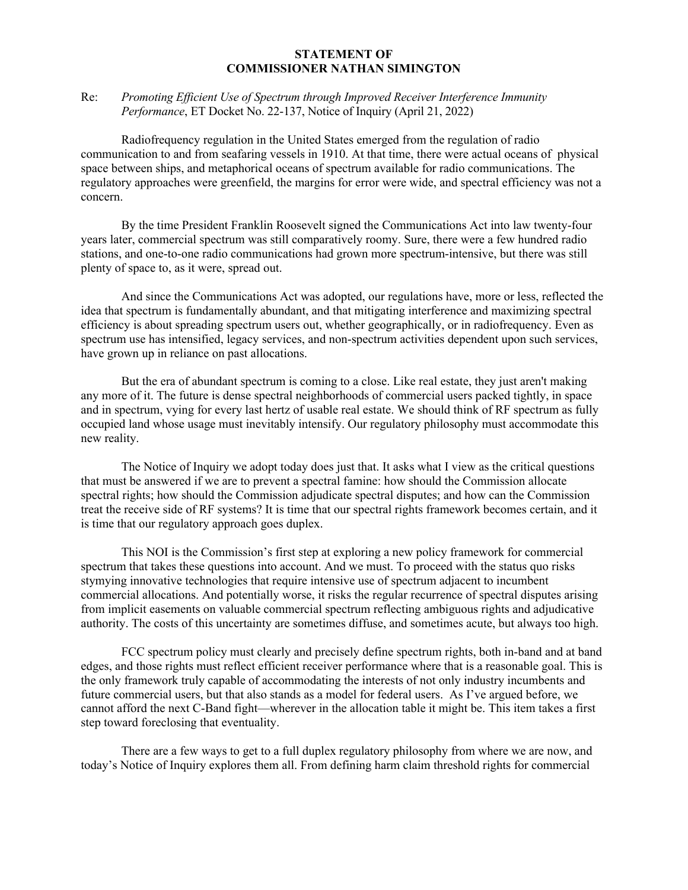**STATEMENT OF**
**COMMISSIONER NATHAN SIMINGTON**

Re: *Promoting Efficient Use of Spectrum through Improved Receiver Interference Immunity Performance*, ET Docket No. 22-137, Notice of Inquiry (April 21, 2022)

Radiofrequency regulation in the United States emerged from the regulation of radio communication to and from seafaring vessels in 1910. At that time, there were actual oceans of physical space between ships, and metaphorical oceans of spectrum available for radio communications. The regulatory approaches were greenfield, the margins for error were wide, and spectral efficiency was not a concern.

By the time President Franklin Roosevelt signed the Communications Act into law twenty-four years later, commercial spectrum was still comparatively roomy. Sure, there were a few hundred radio stations, and one-to-one radio communications had grown more spectrum-intensive, but there was still plenty of space to, as it were, spread out.

And since the Communications Act was adopted, our regulations have, more or less, reflected the idea that spectrum is fundamentally abundant, and that mitigating interference and maximizing spectral efficiency is about spreading spectrum users out, whether geographically, or in radiofrequency. Even as spectrum use has intensified, legacy services, and non-spectrum activities dependent upon such services, have grown up in reliance on past allocations.

But the era of abundant spectrum is coming to a close. Like real estate, they just aren't making any more of it. The future is dense spectral neighborhoods of commercial users packed tightly, in space and in spectrum, vying for every last hertz of usable real estate. We should think of RF spectrum as fully occupied land whose usage must inevitably intensify. Our regulatory philosophy must accommodate this new reality.

The Notice of Inquiry we adopt today does just that. It asks what I view as the critical questions that must be answered if we are to prevent a spectral famine: how should the Commission allocate spectral rights; how should the Commission adjudicate spectral disputes; and how can the Commission treat the receive side of RF systems? It is time that our spectral rights framework becomes certain, and it is time that our regulatory approach goes duplex.

This NOI is the Commission's first step at exploring a new policy framework for commercial spectrum that takes these questions into account. And we must. To proceed with the status quo risks stymying innovative technologies that require intensive use of spectrum adjacent to incumbent commercial allocations. And potentially worse, it risks the regular recurrence of spectral disputes arising from implicit easements on valuable commercial spectrum reflecting ambiguous rights and adjudicative authority. The costs of this uncertainty are sometimes diffuse, and sometimes acute, but always too high.

FCC spectrum policy must clearly and precisely define spectrum rights, both in-band and at band edges, and those rights must reflect efficient receiver performance where that is a reasonable goal. This is the only framework truly capable of accommodating the interests of not only industry incumbents and future commercial users, but that also stands as a model for federal users. As I've argued before, we cannot afford the next C-Band fight—wherever in the allocation table it might be. This item takes a first step toward foreclosing that eventuality.

There are a few ways to get to a full duplex regulatory philosophy from where we are now, and today's Notice of Inquiry explores them all. From defining harm claim threshold rights for commercial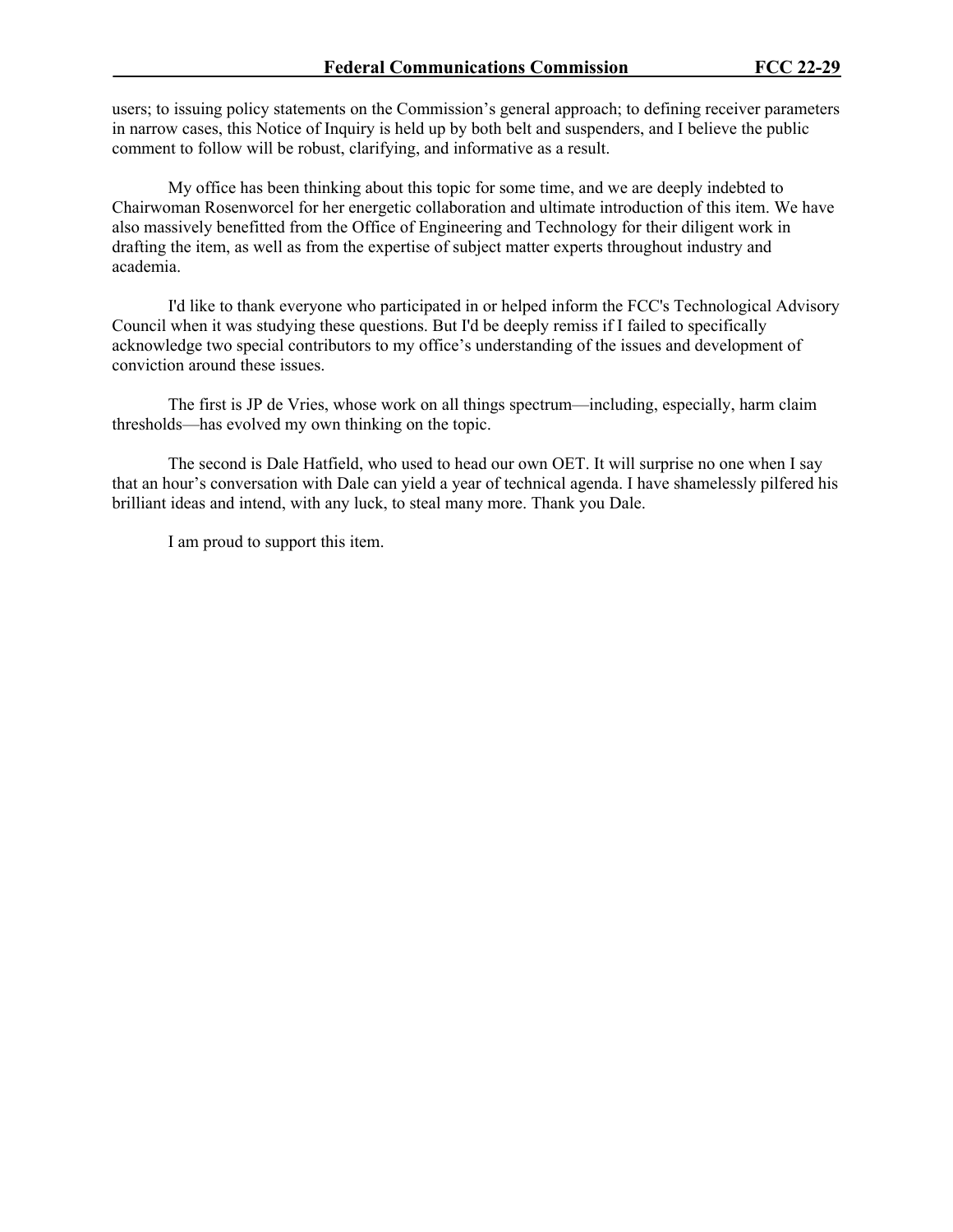users; to issuing policy statements on the Commission's general approach; to defining receiver parameters in narrow cases, this Notice of Inquiry is held up by both belt and suspenders, and I believe the public comment to follow will be robust, clarifying, and informative as a result.

My office has been thinking about this topic for some time, and we are deeply indebted to Chairwoman Rosenworcel for her energetic collaboration and ultimate introduction of this item. We have also massively benefitted from the Office of Engineering and Technology for their diligent work in drafting the item, as well as from the expertise of subject matter experts throughout industry and academia.

I'd like to thank everyone who participated in or helped inform the FCC's Technological Advisory Council when it was studying these questions. But I'd be deeply remiss if I failed to specifically acknowledge two special contributors to my office's understanding of the issues and development of conviction around these issues.

The first is JP de Vries, whose work on all things spectrum—including, especially, harm claim thresholds—has evolved my own thinking on the topic.

The second is Dale Hatfield, who used to head our own OET. It will surprise no one when I say that an hour's conversation with Dale can yield a year of technical agenda. I have shamelessly pilfered his brilliant ideas and intend, with any luck, to steal many more. Thank you Dale.

I am proud to support this item.